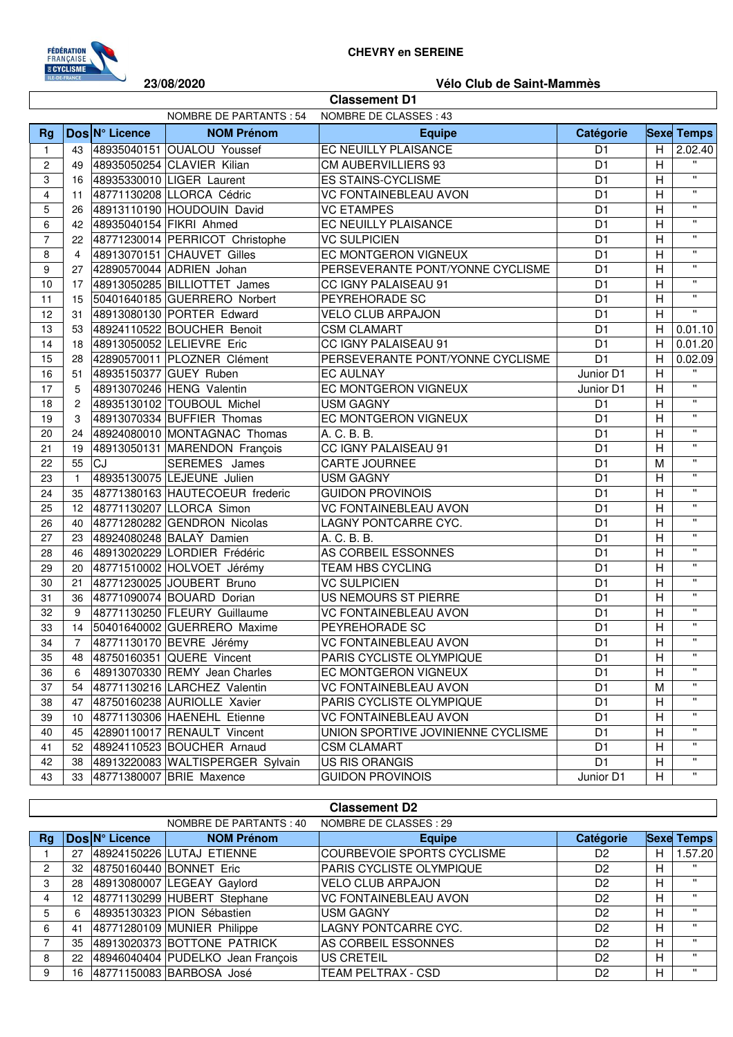FÉDÉRATION FRANÇAISE DE CYCLISME ILE-DE-FRANCE

**CHEVRY en SEREINE**

**23/08/2020** **Vélo Club de Saint-Mammès**

## Classement D1

NOMBRE DE PARTANTS : 54 NOMBRE DE CLASSES : 43

| Rg | Dos | N° Licence | NOM Prénom | Equipe | Catégorie | Sexe | Temps |
|---|---|---|---|---|---|---|---|
| 1 | 43 | 48935040151 | OUALOU Youssef | EC NEUILLY PLAISANCE | D1 | H | 2.02.40 |
| 2 | 49 | 48935050254 | CLAVIER Kilian | CM AUBERVILLIERS 93 | D1 | H | " |
| 3 | 16 | 48935330010 | LIGER Laurent | ES STAINS-CYCLISME | D1 | H | " |
| 4 | 11 | 48771130208 | LLORCA Cédric | VC FONTAINEBLEAU AVON | D1 | H | " |
| 5 | 26 | 48913110190 | HOUDOUIN David | VC ETAMPES | D1 | H | " |
| 6 | 42 | 48935040154 | FIKRI Ahmed | EC NEUILLY PLAISANCE | D1 | H | " |
| 7 | 22 | 48771230014 | PERRICOT Christophe | VC SULPICIEN | D1 | H | " |
| 8 | 4 | 48913070151 | CHAUVET Gilles | EC MONTGERON VIGNEUX | D1 | H | " |
| 9 | 27 | 42890570044 | ADRIEN Johan | PERSEVERANTE PONT/YONNE CYCLISME | D1 | H | " |
| 10 | 17 | 48913050285 | BILLIOTTET James | CC IGNY PALAISEAU 91 | D1 | H | " |
| 11 | 15 | 50401640185 | GUERRERO Norbert | PEYREHORADE SC | D1 | H | " |
| 12 | 31 | 48913080130 | PORTER Edward | VELO CLUB ARPAJON | D1 | H | " |
| 13 | 53 | 48924110522 | BOUCHER Benoit | CSM CLAMART | D1 | H | 0.01.10 |
| 14 | 18 | 48913050052 | LELIEVRE Eric | CC IGNY PALAISEAU 91 | D1 | H | 0.01.20 |
| 15 | 28 | 42890570011 | PLOZNER Clément | PERSEVERANTE PONT/YONNE CYCLISME | D1 | H | 0.02.09 |
| 16 | 51 | 48935150377 | GUEY Ruben | EC AULNAY | Junior D1 | H | " |
| 17 | 5 | 48913070246 | HENG Valentin | EC MONTGERON VIGNEUX | Junior D1 | H | " |
| 18 | 2 | 48935130102 | TOUBOUL Michel | USM GAGNY | D1 | H | " |
| 19 | 3 | 48913070334 | BUFFIER Thomas | EC MONTGERON VIGNEUX | D1 | H | " |
| 20 | 24 | 48924080010 | MONTAGNAC Thomas | A. C. B. B. | D1 | H | " |
| 21 | 19 | 48913050131 | MARENDON François | CC IGNY PALAISEAU 91 | D1 | H | " |
| 22 | 55 | CJ | SEREMES James | CARTE JOURNEE | D1 | M | " |
| 23 | 1 | 48935130075 | LEJEUNE Julien | USM GAGNY | D1 | H | " |
| 24 | 35 | 48771380163 | HAUTECOEUR frederic | GUIDON PROVINOIS | D1 | H | " |
| 25 | 12 | 48771130207 | LLORCA Simon | VC FONTAINEBLEAU AVON | D1 | H | " |
| 26 | 40 | 48771280282 | GENDRON Nicolas | LAGNY PONTCARRE CYC. | D1 | H | " |
| 27 | 23 | 48924080248 | BALAŸ Damien | A. C. B. B. | D1 | H | " |
| 28 | 46 | 48913020229 | LORDIER Frédéric | AS CORBEIL ESSONNES | D1 | H | " |
| 29 | 20 | 48771510002 | HOLVOET Jérémy | TEAM HBS CYCLING | D1 | H | " |
| 30 | 21 | 48771230025 | JOUBERT Bruno | VC SULPICIEN | D1 | H | " |
| 31 | 36 | 48771090074 | BOUARD Dorian | US NEMOURS ST PIERRE | D1 | H | " |
| 32 | 9 | 48771130250 | FLEURY Guillaume | VC FONTAINEBLEAU AVON | D1 | H | " |
| 33 | 14 | 50401640002 | GUERRERO Maxime | PEYREHORADE SC | D1 | H | " |
| 34 | 7 | 48771130170 | BEVRE Jérémy | VC FONTAINEBLEAU AVON | D1 | H | " |
| 35 | 48 | 48750160351 | QUERE Vincent | PARIS CYCLISTE OLYMPIQUE | D1 | H | " |
| 36 | 6 | 48913070330 | REMY Jean Charles | EC MONTGERON VIGNEUX | D1 | H | " |
| 37 | 54 | 48771130216 | LARCHEZ Valentin | VC FONTAINEBLEAU AVON | D1 | M | " |
| 38 | 47 | 48750160238 | AURIOLLE Xavier | PARIS CYCLISTE OLYMPIQUE | D1 | H | " |
| 39 | 10 | 48771130306 | HAENEHL Etienne | VC FONTAINEBLEAU AVON | D1 | H | " |
| 40 | 45 | 42890110017 | RENAULT Vincent | UNION SPORTIVE JOVINIENNE CYCLISME | D1 | H | " |
| 41 | 52 | 48924110523 | BOUCHER Arnaud | CSM CLAMART | D1 | H | " |
| 42 | 38 | 48913220083 | WALTSPERGER Sylvain | US RIS ORANGIS | D1 | H | " |
| 43 | 33 | 48771380007 | BRIE Maxence | GUIDON PROVINOIS | Junior D1 | H | " |

## Classement D2

NOMBRE DE PARTANTS : 40 NOMBRE DE CLASSES : 29

| Rg | Dos | N° Licence | NOM Prénom | Equipe | Catégorie | Sexe | Temps |
|---|---|---|---|---|---|---|---|
| 1 | 27 | 48924150226 | LUTAJ ETIENNE | COURBEVOIE SPORTS CYCLISME | D2 | H | 1.57.20 |
| 2 | 32 | 48750160440 | BONNET Eric | PARIS CYCLISTE OLYMPIQUE | D2 | H | " |
| 3 | 28 | 48913080007 | LEGEAY Gaylord | VELO CLUB ARPAJON | D2 | H | " |
| 4 | 12 | 48771130299 | HUBERT Stephane | VC FONTAINEBLEAU AVON | D2 | H | " |
| 5 | 6 | 48935130323 | PION Sébastien | USM GAGNY | D2 | H | " |
| 6 | 41 | 48771280109 | MUNIER Philippe | LAGNY PONTCARRE CYC. | D2 | H | " |
| 7 | 35 | 48913020373 | BOTTONE PATRICK | AS CORBEIL ESSONNES | D2 | H | " |
| 8 | 22 | 48946040404 | PUDELKO Jean François | US CRETEIL | D2 | H | " |
| 9 | 16 | 48771150083 | BARBOSA José | TEAM PELTRAX - CSD | D2 | H | " |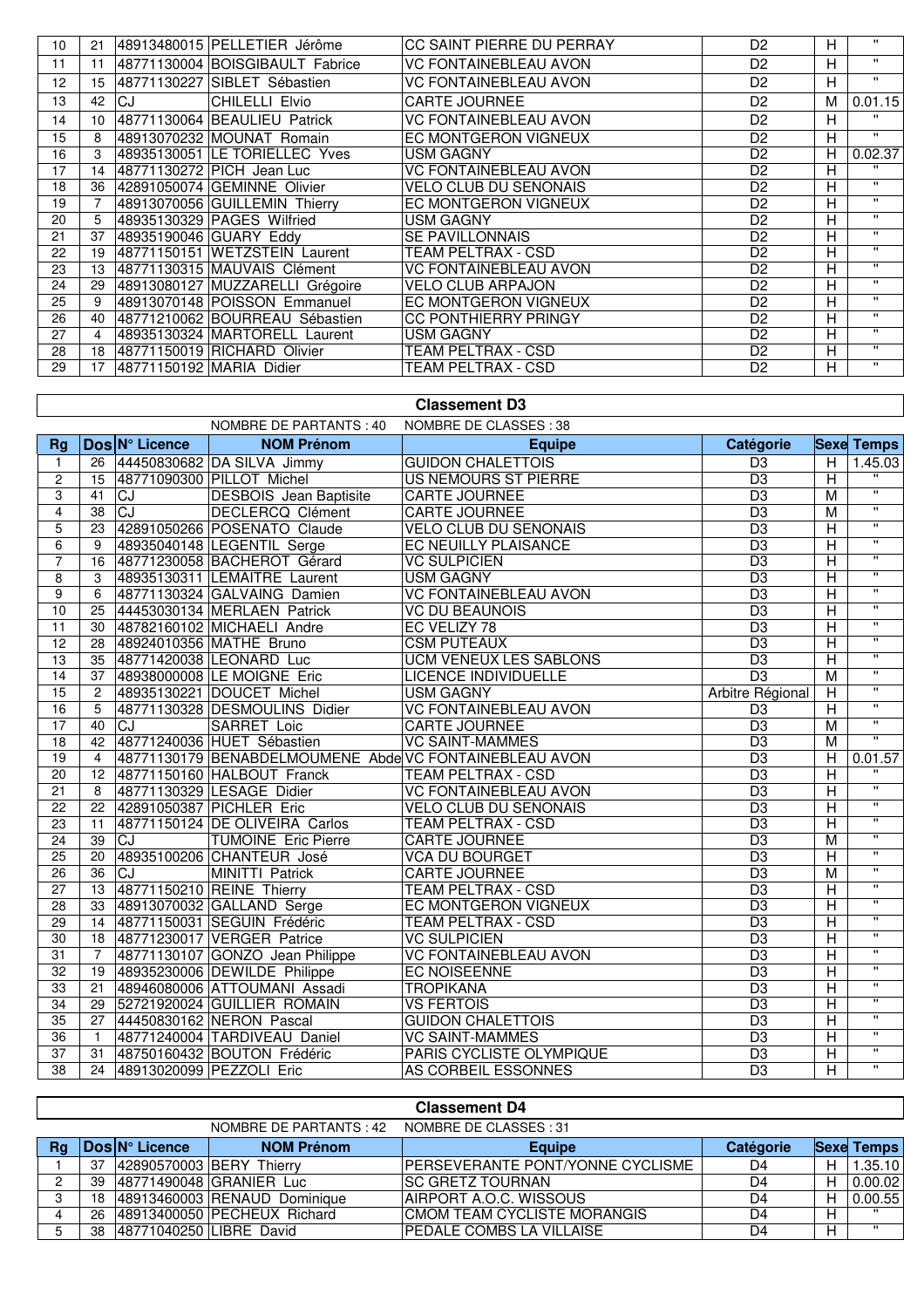| Rg | Dos | N° Licence | NOM Prénom | Equipe | Catégorie | Sexe | Temps |
|---|---|---|---|---|---|---|---|
| 10 | 21 | 48913480015 | PELLETIER Jérôme | CC SAINT PIERRE DU PERRAY | D2 | H | " |
| 11 | 11 | 48771130004 | BOISGIBAULT Fabrice | VC FONTAINEBLEAU AVON | D2 | H | " |
| 12 | 15 | 48771130227 | SIBLET Sébastien | VC FONTAINEBLEAU AVON | D2 | H | " |
| 13 | 42 | CJ | CHILELLI Elvio | CARTE JOURNEE | D2 | M | 0.01.15 |
| 14 | 10 | 48771130064 | BEAULIEU Patrick | VC FONTAINEBLEAU AVON | D2 | H | " |
| 15 | 8 | 48913070232 | MOUNAT Romain | EC MONTGERON VIGNEUX | D2 | H | " |
| 16 | 3 | 48935130051 | LE TORIELLEC Yves | USM GAGNY | D2 | H | 0.02.37 |
| 17 | 14 | 48771130272 | PICH Jean Luc | VC FONTAINEBLEAU AVON | D2 | H | " |
| 18 | 36 | 42891050074 | GEMINNE Olivier | VELO CLUB DU SENONAIS | D2 | H | " |
| 19 | 7 | 48913070056 | GUILLEMIN Thierry | EC MONTGERON VIGNEUX | D2 | H | " |
| 20 | 5 | 48935130329 | PAGES Wilfried | USM GAGNY | D2 | H | " |
| 21 | 37 | 48935190046 | GUARY Eddy | SE PAVILLONNAIS | D2 | H | " |
| 22 | 19 | 48771150151 | WETZSTEIN Laurent | TEAM PELTRAX - CSD | D2 | H | " |
| 23 | 13 | 48771130315 | MAUVAIS Clément | VC FONTAINEBLEAU AVON | D2 | H | " |
| 24 | 29 | 48913080127 | MUZZARELLI Grégoire | VELO CLUB ARPAJON | D2 | H | " |
| 25 | 9 | 48913070148 | POISSON Emmanuel | EC MONTGERON VIGNEUX | D2 | H | " |
| 26 | 40 | 48771210062 | BOURREAU Sébastien | CC PONTHIERRY PRINGY | D2 | H | " |
| 27 | 4 | 48935130324 | MARTORELL Laurent | USM GAGNY | D2 | H | " |
| 28 | 18 | 48771150019 | RICHARD Olivier | TEAM PELTRAX - CSD | D2 | H | " |
| 29 | 17 | 48771150192 | MARIA Didier | TEAM PELTRAX - CSD | D2 | H | " |

## Classement D3

NOMBRE DE PARTANTS : 40 NOMBRE DE CLASSES : 38

| Rg | Dos | N° Licence | NOM Prénom | Equipe | Catégorie | Sexe | Temps |
|---|---|---|---|---|---|---|---|
| 1 | 26 | 44450830682 | DA SILVA Jimmy | GUIDON CHALETTOIS | D3 | H | 1.45.03 |
| 2 | 15 | 48771090300 | PILLOT Michel | US NEMOURS ST PIERRE | D3 | H | " |
| 3 | 41 | CJ | DESBOIS Jean Baptiste | CARTE JOURNEE | D3 | M | " |
| 4 | 38 | CJ | DECLERCQ Clément | CARTE JOURNEE | D3 | M | " |
| 5 | 23 | 42891050266 | POSENATO Claude | VELO CLUB DU SENONAIS | D3 | H | " |
| 6 | 9 | 48935040148 | LEGENTIL Serge | EC NEUILLY PLAISANCE | D3 | H | " |
| 7 | 16 | 48771230058 | BACHEROT Gérard | VC SULPICIEN | D3 | H | " |
| 8 | 3 | 48935130311 | LEMAITRE Laurent | USM GAGNY | D3 | H | " |
| 9 | 6 | 48771130324 | GALVAING Damien | VC FONTAINEBLEAU AVON | D3 | H | " |
| 10 | 25 | 44453030134 | MERLAEN Patrick | VC DU BEAUNOIS | D3 | H | " |
| 11 | 30 | 48782160102 | MICHAELI Andre | EC VELIZY 78 | D3 | H | " |
| 12 | 28 | 48924010356 | MATHE Bruno | CSM PUTEAUX | D3 | H | " |
| 13 | 35 | 48771420038 | LEONARD Luc | UCM VENEUX LES SABLONS | D3 | H | " |
| 14 | 37 | 48938000008 | LE MOIGNE Eric | LICENCE INDIVIDUELLE | D3 | M | " |
| 15 | 2 | 48935130221 | DOUCET Michel | USM GAGNY | Arbitre Régional | H | " |
| 16 | 5 | 48771130328 | DESMOULINS Didier | VC FONTAINEBLEAU AVON | D3 | H | " |
| 17 | 40 | CJ | SARRET Loic | CARTE JOURNEE | D3 | M | " |
| 18 | 42 | 48771240036 | HUET Sébastien | VC SAINT-MAMMES | D3 | M | " |
| 19 | 4 | 48771130179 | BENABDELMOUMENE Abde | VC FONTAINEBLEAU AVON | D3 | H | 0.01.57 |
| 20 | 12 | 48771150160 | HALBOUT Franck | TEAM PELTRAX - CSD | D3 | H | " |
| 21 | 8 | 48771130329 | LESAGE Didier | VC FONTAINEBLEAU AVON | D3 | H | " |
| 22 | 22 | 42891050387 | PICHLER Eric | VELO CLUB DU SENONAIS | D3 | H | " |
| 23 | 11 | 48771150124 | DE OLIVEIRA Carlos | TEAM PELTRAX - CSD | D3 | H | " |
| 24 | 39 | CJ | TUMOINE Eric Pierre | CARTE JOURNEE | D3 | M | " |
| 25 | 20 | 48935100206 | CHANTEUR José | VCA DU BOURGET | D3 | H | " |
| 26 | 36 | CJ | MINITTI Patrick | CARTE JOURNEE | D3 | M | " |
| 27 | 13 | 48771150210 | REINE Thierry | TEAM PELTRAX - CSD | D3 | H | " |
| 28 | 33 | 48913070032 | GALLAND Serge | EC MONTGERON VIGNEUX | D3 | H | " |
| 29 | 14 | 48771150031 | SEGUIN Frédéric | TEAM PELTRAX - CSD | D3 | H | " |
| 30 | 18 | 48771230017 | VERGER Patrice | VC SULPICIEN | D3 | H | " |
| 31 | 7 | 48771130107 | GONZO Jean Philippe | VC FONTAINEBLEAU AVON | D3 | H | " |
| 32 | 19 | 48935230006 | DEWILDE Philippe | EC NOISEENNE | D3 | H | " |
| 33 | 21 | 48946080006 | ATTOUMANI Assadi | TROPIKANA | D3 | H | " |
| 34 | 29 | 52721920024 | GUILLIER ROMAIN | VS FERTOIS | D3 | H | " |
| 35 | 27 | 44450830162 | NERON Pascal | GUIDON CHALETTOIS | D3 | H | " |
| 36 | 1 | 48771240004 | TARDIVEAU Daniel | VC SAINT-MAMMES | D3 | H | " |
| 37 | 31 | 48750160432 | BOUTON Frédéric | PARIS CYCLISTE OLYMPIQUE | D3 | H | " |
| 38 | 24 | 48913020099 | PEZZOLI Eric | AS CORBEIL ESSONNES | D3 | H | " |

## Classement D4

NOMBRE DE PARTANTS : 42 NOMBRE DE CLASSES : 31

| Rg | Dos | N° Licence | NOM Prénom | Equipe | Catégorie | Sexe | Temps |
|---|---|---|---|---|---|---|---|
| 1 | 37 | 42890570003 | BERY Thierry | PERSEVERANTE PONT/YONNE CYCLISME | D4 | H | 1.35.10 |
| 2 | 39 | 48771490048 | GRANIER Luc | SC GRETZ TOURNAN | D4 | H | 0.00.02 |
| 3 | 18 | 48913460003 | RENAUD Dominique | AIRPORT A.O.C. WISSOUS | D4 | H | 0.00.55 |
| 4 | 26 | 48913400050 | PECHEUX Richard | CMOM TEAM CYCLISTE MORANGIS | D4 | H | " |
| 5 | 38 | 48771040250 | LIBRE David | PEDALE COMBS LA VILLAISE | D4 | H | " |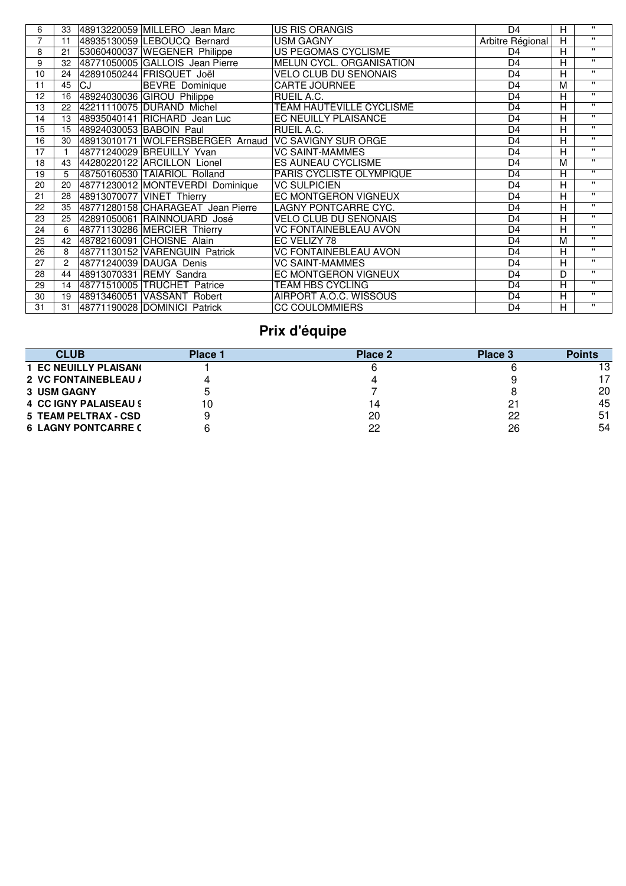| | | | | | | | |
|---|---|---|---|---|---|---|---|
| 6 | 33 | 48913220059 | MILLERO Jean Marc | US RIS ORANGIS | D4 | H | " |
| 7 | 11 | 48935130059 | LEBOUCQ Bernard | USM GAGNY | Arbitre Régional | H | " |
| 8 | 21 | 53060400037 | WEGENER Philippe | US PEGOMAS CYCLISME | D4 | H | " |
| 9 | 32 | 48771050005 | GALLOIS Jean Pierre | MELUN CYCL. ORGANISATION | D4 | H | " |
| 10 | 24 | 42891050244 | FRISQUET Joël | VELO CLUB DU SENONAIS | D4 | H | " |
| 11 | 45 | CJ | BEVRE Dominique | CARTE JOURNEE | D4 | M | " |
| 12 | 16 | 48924030036 | GIROU Philippe | RUEIL A.C. | D4 | H | " |
| 13 | 22 | 42211110075 | DURAND Michel | TEAM HAUTEVILLE CYCLISME | D4 | H | " |
| 14 | 13 | 48935040141 | RICHARD Jean Luc | EC NEUILLY PLAISANCE | D4 | H | " |
| 15 | 15 | 48924030053 | BABOIN Paul | RUEIL A.C. | D4 | H | " |
| 16 | 30 | 48913010171 | WOLFERSBERGER Arnaud | VC SAVIGNY SUR ORGE | D4 | H | " |
| 17 | 1 | 48771240029 | BREUILLY Yvan | VC SAINT-MAMMES | D4 | H | " |
| 18 | 43 | 44280220122 | ARCILLON Lionel | ES AUNEAU CYCLISME | D4 | M | " |
| 19 | 5 | 48750160530 | TAIARIOL Rolland | PARIS CYCLISTE OLYMPIQUE | D4 | H | " |
| 20 | 20 | 48771230012 | MONTEVERDI Dominique | VC SULPICIEN | D4 | H | " |
| 21 | 28 | 48913070077 | VINET Thierry | EC MONTGERON VIGNEUX | D4 | H | " |
| 22 | 35 | 48771280158 | CHARAGEAT Jean Pierre | LAGNY PONTCARRE CYC. | D4 | H | " |
| 23 | 25 | 42891050061 | RAINNOUARD José | VELO CLUB DU SENONAIS | D4 | H | " |
| 24 | 6 | 48771130286 | MERCIER Thierry | VC FONTAINEBLEAU AVON | D4 | H | " |
| 25 | 42 | 48782160091 | CHOISNE Alain | EC VELIZY 78 | D4 | M | " |
| 26 | 8 | 48771130152 | VARENGUIN Patrick | VC FONTAINEBLEAU AVON | D4 | H | " |
| 27 | 2 | 48771240039 | DAUGA Denis | VC SAINT-MAMMES | D4 | H | " |
| 28 | 44 | 48913070331 | REMY Sandra | EC MONTGERON VIGNEUX | D4 | D | " |
| 29 | 14 | 48771510005 | TRUCHET Patrice | TEAM HBS CYCLING | D4 | H | " |
| 30 | 19 | 48913460051 | VASSANT Robert | AIRPORT A.O.C. WISSOUS | D4 | H | " |
| 31 | 31 | 48771190028 | DOMINICI Patrick | CC COULOMMIERS | D4 | H | " |

## Prix d'équipe

| CLUB | Place 1 | Place 2 | Place 3 | Points |
|---|---|---|---|---|
| 1 EC NEUILLY PLAISAN( | 1 | 6 | 6 | 13 |
| 2 VC FONTAINEBLEAU / | 4 | 4 | 9 | 17 |
| 3 USM GAGNY | 5 | 7 | 8 | 20 |
| 4 CC IGNY PALAISEAU 9 | 10 | 14 | 21 | 45 |
| 5 TEAM PELTRAX - CSD | 9 | 20 | 22 | 51 |
| 6 LAGNY PONTCARRE ( | 6 | 22 | 26 | 54 |